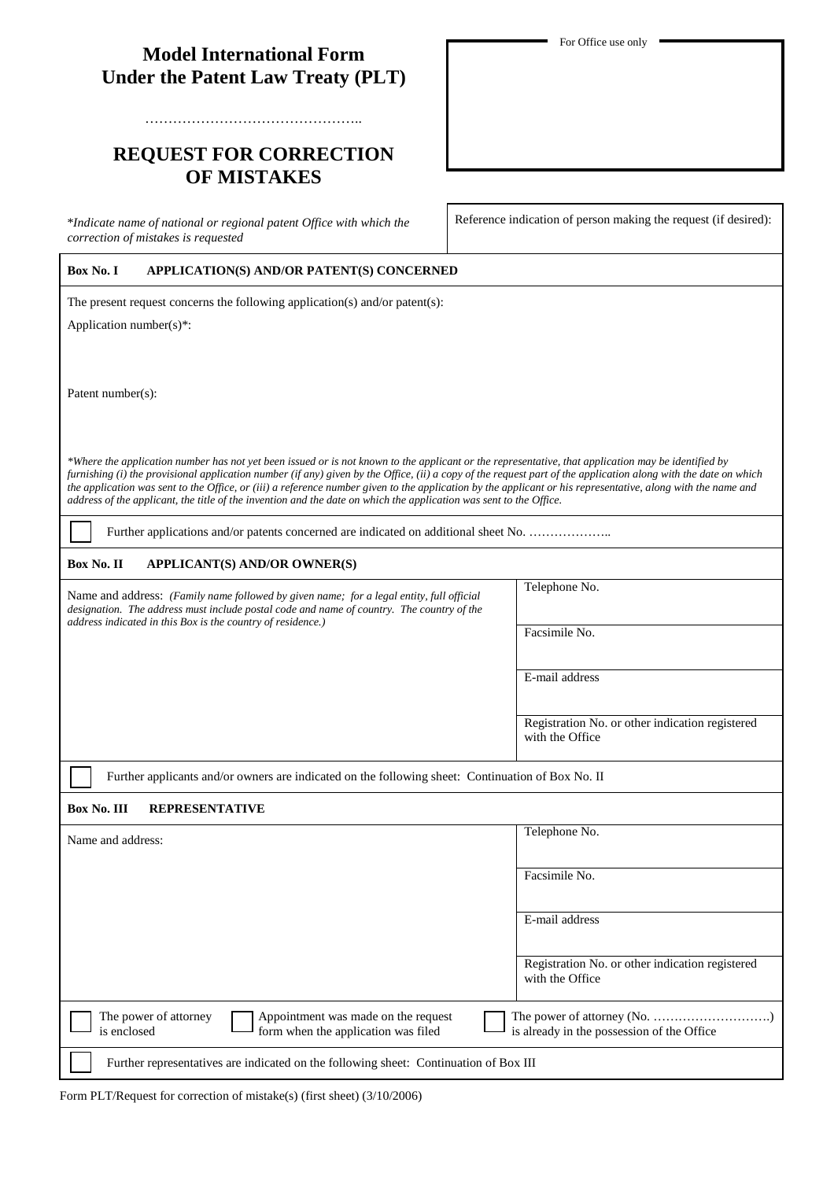# Model International Form
# Under the Patent Law Treaty (PLT)

………………………………………..

## REQUEST FOR CORRECTION OF MISTAKES

For Office use only

*\*Indicate name of national or regional patent Office with which the correction of mistakes is requested*

Reference indication of person making the request (if desired):

**Box No. I APPLICATION(S) AND/OR PATENT(S) CONCERNED**

The present request concerns the following application(s) and/or patent(s):

Application number(s)*:

Patent number(s):

*\*Where the application number has not yet been issued or is not known to the applicant or the representative, that application may be identified by furnishing (i) the provisional application number (if any) given by the Office, (ii) a copy of the request part of the application along with the date on which the application was sent to the Office, or (iii) a reference number given to the application by the applicant or his representative, along with the name and address of the applicant, the title of the invention and the date on which the application was sent to the Office.*

☐ Further applications and/or patents concerned are indicated on additional sheet No. ………………..

**Box No. II APPLICANT(S) AND/OR OWNER(S)**

| Name and address: *(Family name followed by given name; for a legal entity, full official designation. The address must include postal code and name of country. The country of the address indicated in this Box is the country of residence.)* | Telephone No. |
|---|---|
| | Facsimile No. |
| | E-mail address |
| | Registration No. or other indication registered with the Office |

☐ Further applicants and/or owners are indicated on the following sheet: Continuation of Box No. II

**Box No. III REPRESENTATIVE**

| Name and address: | Telephone No. |
|---|---|
| | Facsimile No. |
| | E-mail address |
| | Registration No. or other indication registered with the Office |

☐ The power of attorney is enclosed ☐ Appointment was made on the request form when the application was filed ☐ The power of attorney (No. ……………………….) is already in the possession of the Office

☐ Further representatives are indicated on the following sheet: Continuation of Box III

Form PLT/Request for correction of mistake(s) (first sheet) (3/10/2006)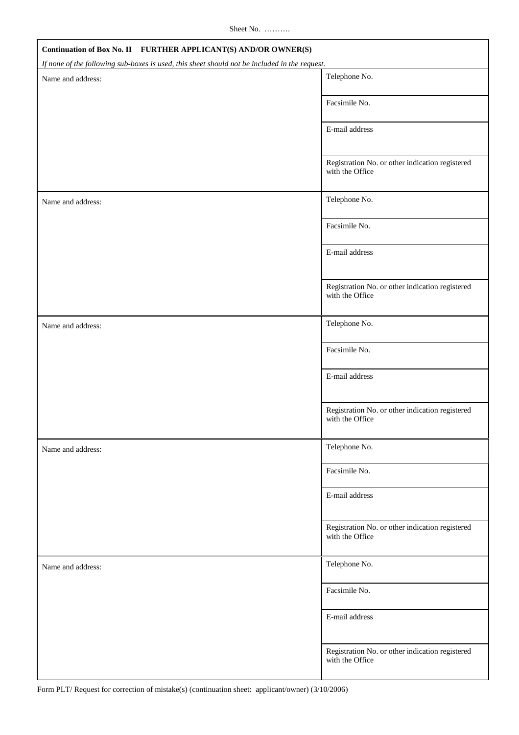Sheet No. ……….

**Continuation of Box No. II FURTHER APPLICANT(S) AND/OR OWNER(S)**

*If none of the following sub-boxes is used, this sheet should not be included in the request.*

| Name and address: | Telephone No. |
|---|---|
| | Facsimile No. |
| | E-mail address |
| | Registration No. or other indication registered with the Office |

| Name and address: | Telephone No. |
|---|---|
| | Facsimile No. |
| | E-mail address |
| | Registration No. or other indication registered with the Office |

| Name and address: | Telephone No. |
|---|---|
| | Facsimile No. |
| | E-mail address |
| | Registration No. or other indication registered with the Office |

| Name and address: | Telephone No. |
|---|---|
| | Facsimile No. |
| | E-mail address |
| | Registration No. or other indication registered with the Office |

| Name and address: | Telephone No. |
|---|---|
| | Facsimile No. |
| | E-mail address |
| | Registration No. or other indication registered with the Office |

Form PLT/ Request for correction of mistake(s) (continuation sheet: applicant/owner) (3/10/2006)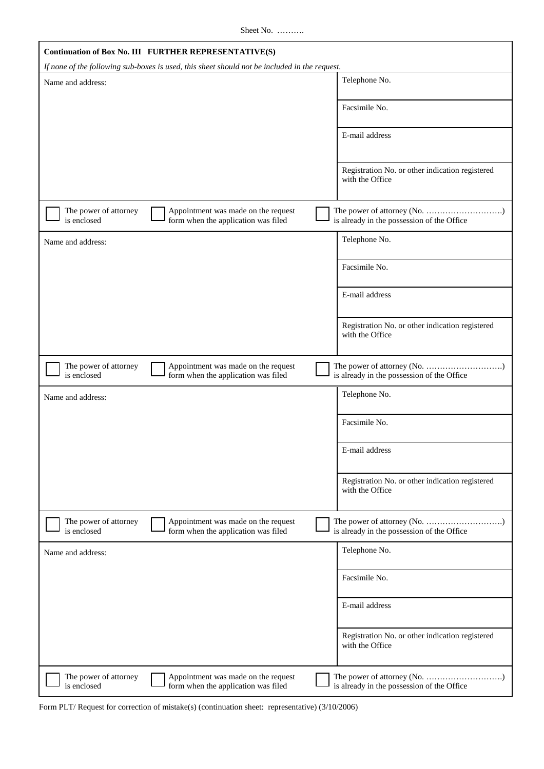Sheet No. ……….

**Continuation of Box No. III FURTHER REPRESENTATIVE(S)**

*If none of the following sub-boxes is used, this sheet should not be included in the request.*

| Name and address: | Telephone No. |
|---|---|
| | Facsimile No. |
| | E-mail address |
| | Registration No. or other indication registered with the Office |

☐ The power of attorney is enclosed ☐ Appointment was made on the request form when the application was filed ☐ The power of attorney (No. ……………………….) is already in the possession of the Office

| Name and address: | Telephone No. |
|---|---|
| | Facsimile No. |
| | E-mail address |
| | Registration No. or other indication registered with the Office |

☐ The power of attorney is enclosed ☐ Appointment was made on the request form when the application was filed ☐ The power of attorney (No. ……………………….) is already in the possession of the Office

| Name and address: | Telephone No. |
|---|---|
| | Facsimile No. |
| | E-mail address |
| | Registration No. or other indication registered with the Office |

☐ The power of attorney is enclosed ☐ Appointment was made on the request form when the application was filed ☐ The power of attorney (No. ……………………….) is already in the possession of the Office

| Name and address: | Telephone No. |
|---|---|
| | Facsimile No. |
| | E-mail address |
| | Registration No. or other indication registered with the Office |

☐ The power of attorney is enclosed ☐ Appointment was made on the request form when the application was filed ☐ The power of attorney (No. ……………………….) is already in the possession of the Office

Form PLT/ Request for correction of mistake(s) (continuation sheet: representative) (3/10/2006)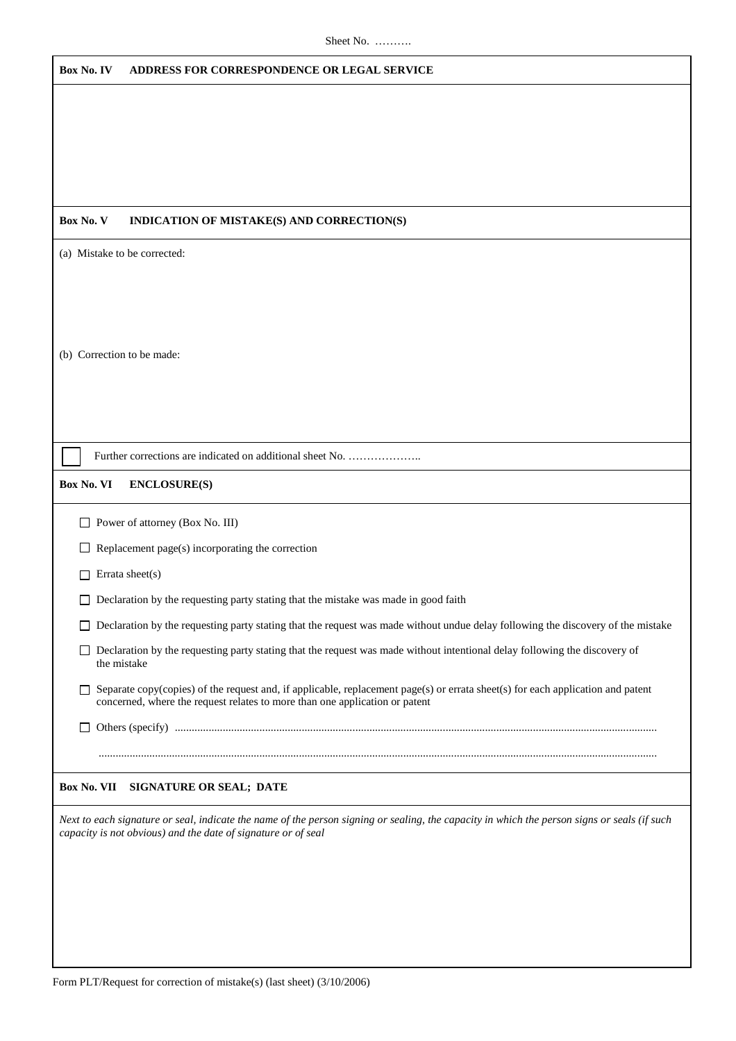Sheet No. ……….

**Box No. IV ADDRESS FOR CORRESPONDENCE OR LEGAL SERVICE**

**Box No. V INDICATION OF MISTAKE(S) AND CORRECTION(S)**

(a) Mistake to be corrected:

(b) Correction to be made:

☐ Further corrections are indicated on additional sheet No. ………………..

**Box No. VI ENCLOSURE(S)**

☐ Power of attorney (Box No. III)

☐ Replacement page(s) incorporating the correction

☐ Errata sheet(s)

☐ Declaration by the requesting party stating that the mistake was made in good faith

☐ Declaration by the requesting party stating that the request was made without undue delay following the discovery of the mistake

☐ Declaration by the requesting party stating that the request was made without intentional delay following the discovery of the mistake

☐ Separate copy(copies) of the request and, if applicable, replacement page(s) or errata sheet(s) for each application and patent concerned, where the request relates to more than one application or patent

☐ Others (specify) ..........................................................................................................................................................................

..........................................................................................................................................................................................

**Box No. VII SIGNATURE OR SEAL; DATE**

*Next to each signature or seal, indicate the name of the person signing or sealing, the capacity in which the person signs or seals (if such capacity is not obvious) and the date of signature or of seal*

Form PLT/Request for correction of mistake(s) (last sheet) (3/10/2006)